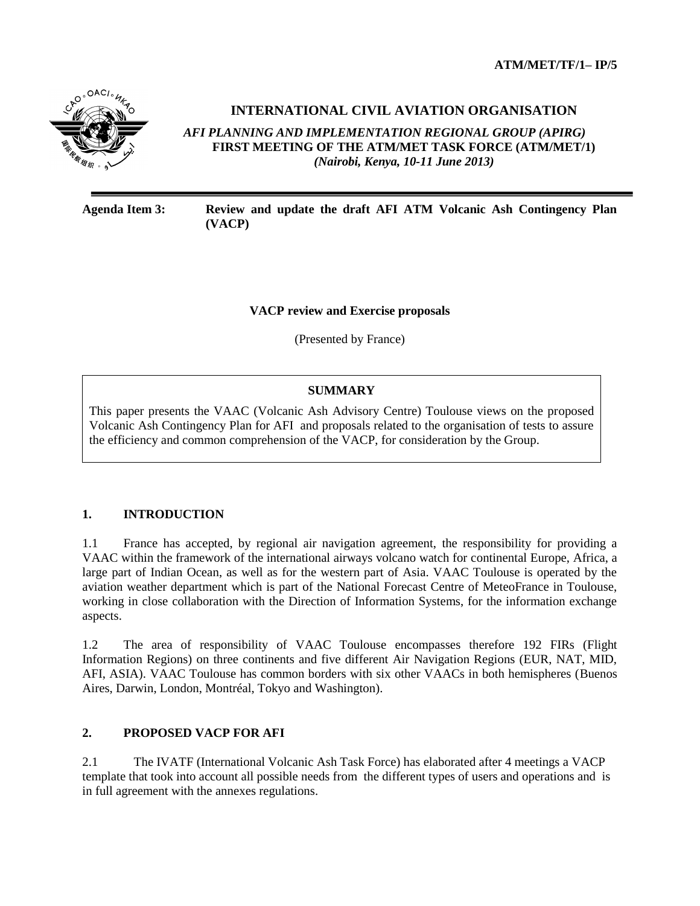ATM/MET/TF/1– IP/5

# INTERNATIONAL CIVIL AVIATION ORGANISATION

*AFI PLANNING AND IMPLEMENTATION REGIONAL GROUP (APIRG)*
**FIRST MEETING OF THE ATM/MET TASK FORCE (ATM/MET/1)**
*(Nairobi, Kenya, 10-11 June 2013)*

**Agenda Item 3:** **Review and update the draft AFI ATM Volcanic Ash Contingency Plan (VACP)**

**VACP review and Exercise proposals**

(Presented by France)

**SUMMARY**

This paper presents the VAAC (Volcanic Ash Advisory Centre) Toulouse views on the proposed Volcanic Ash Contingency Plan for AFI and proposals related to the organisation of tests to assure the efficiency and common comprehension of the VACP, for consideration by the Group.

## 1. INTRODUCTION

1.1 France has accepted, by regional air navigation agreement, the responsibility for providing a VAAC within the framework of the international airways volcano watch for continental Europe, Africa, a large part of Indian Ocean, as well as for the western part of Asia. VAAC Toulouse is operated by the aviation weather department which is part of the National Forecast Centre of MeteoFrance in Toulouse, working in close collaboration with the Direction of Information Systems, for the information exchange aspects.

1.2 The area of responsibility of VAAC Toulouse encompasses therefore 192 FIRs (Flight Information Regions) on three continents and five different Air Navigation Regions (EUR, NAT, MID, AFI, ASIA). VAAC Toulouse has common borders with six other VAACs in both hemispheres (Buenos Aires, Darwin, London, Montréal, Tokyo and Washington).

## 2. PROPOSED VACP FOR AFI

2.1 The IVATF (International Volcanic Ash Task Force) has elaborated after 4 meetings a VACP template that took into account all possible needs from the different types of users and operations and is in full agreement with the annexes regulations.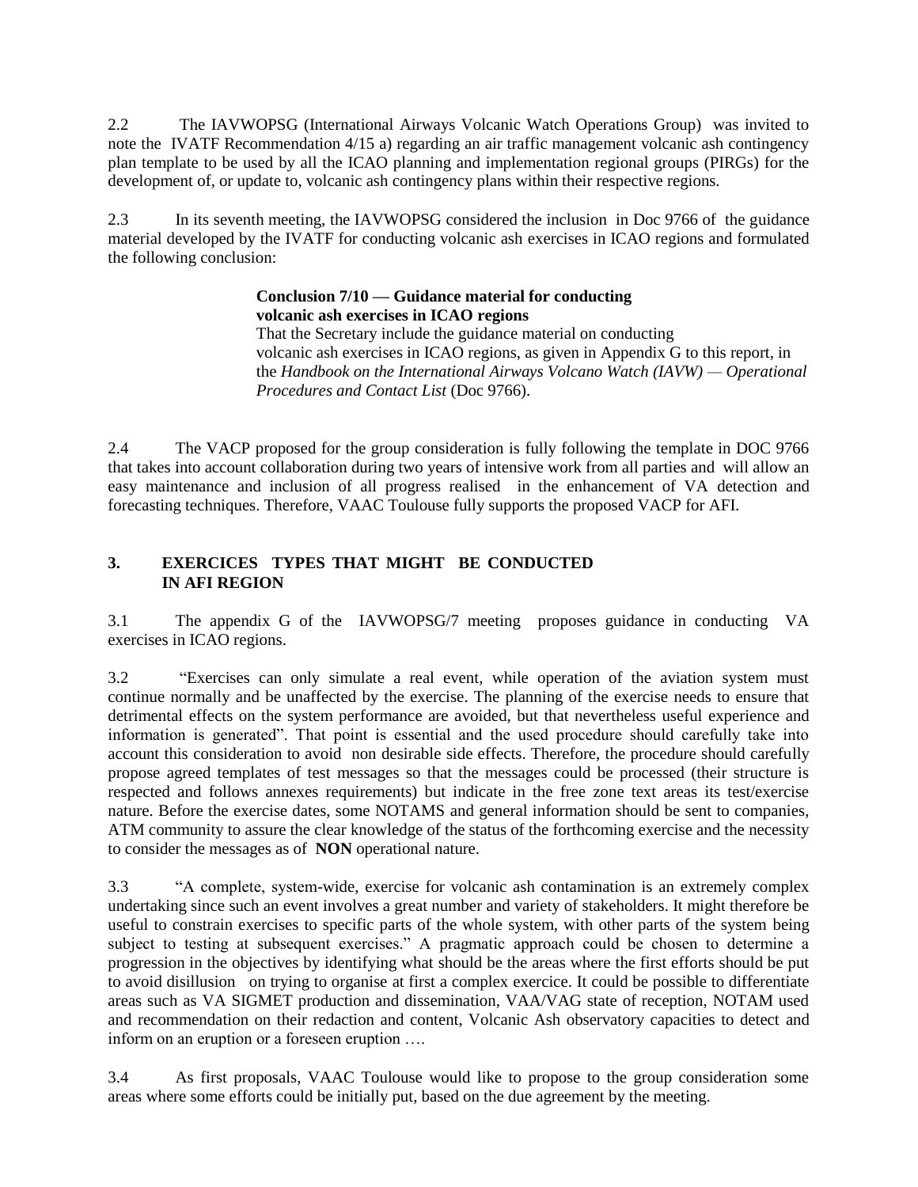2.2 The IAVWOPSG (International Airways Volcanic Watch Operations Group) was invited to note the IVATF Recommendation 4/15 a) regarding an air traffic management volcanic ash contingency plan template to be used by all the ICAO planning and implementation regional groups (PIRGs) for the development of, or update to, volcanic ash contingency plans within their respective regions.

2.3 In its seventh meeting, the IAVWOPSG considered the inclusion in Doc 9766 of the guidance material developed by the IVATF for conducting volcanic ash exercises in ICAO regions and formulated the following conclusion:

> **Conclusion 7/10 — Guidance material for conducting volcanic ash exercises in ICAO regions**
> That the Secretary include the guidance material on conducting volcanic ash exercises in ICAO regions, as given in Appendix G to this report, in the *Handbook on the International Airways Volcano Watch (IAVW) — Operational Procedures and Contact List* (Doc 9766).

2.4 The VACP proposed for the group consideration is fully following the template in DOC 9766 that takes into account collaboration during two years of intensive work from all parties and will allow an easy maintenance and inclusion of all progress realised in the enhancement of VA detection and forecasting techniques. Therefore, VAAC Toulouse fully supports the proposed VACP for AFI.

## 3. EXERCICES TYPES THAT MIGHT BE CONDUCTED IN AFI REGION

3.1 The appendix G of the IAVWOPSG/7 meeting proposes guidance in conducting VA exercises in ICAO regions.

3.2 "Exercises can only simulate a real event, while operation of the aviation system must continue normally and be unaffected by the exercise. The planning of the exercise needs to ensure that detrimental effects on the system performance are avoided, but that nevertheless useful experience and information is generated". That point is essential and the used procedure should carefully take into account this consideration to avoid non desirable side effects. Therefore, the procedure should carefully propose agreed templates of test messages so that the messages could be processed (their structure is respected and follows annexes requirements) but indicate in the free zone text areas its test/exercise nature. Before the exercise dates, some NOTAMS and general information should be sent to companies, ATM community to assure the clear knowledge of the status of the forthcoming exercise and the necessity to consider the messages as of **NON** operational nature.

3.3 "A complete, system-wide, exercise for volcanic ash contamination is an extremely complex undertaking since such an event involves a great number and variety of stakeholders. It might therefore be useful to constrain exercises to specific parts of the whole system, with other parts of the system being subject to testing at subsequent exercises." A pragmatic approach could be chosen to determine a progression in the objectives by identifying what should be the areas where the first efforts should be put to avoid disillusion on trying to organise at first a complex exercice. It could be possible to differentiate areas such as VA SIGMET production and dissemination, VAA/VAG state of reception, NOTAM used and recommendation on their redaction and content, Volcanic Ash observatory capacities to detect and inform on an eruption or a foreseen eruption ….

3.4 As first proposals, VAAC Toulouse would like to propose to the group consideration some areas where some efforts could be initially put, based on the due agreement by the meeting.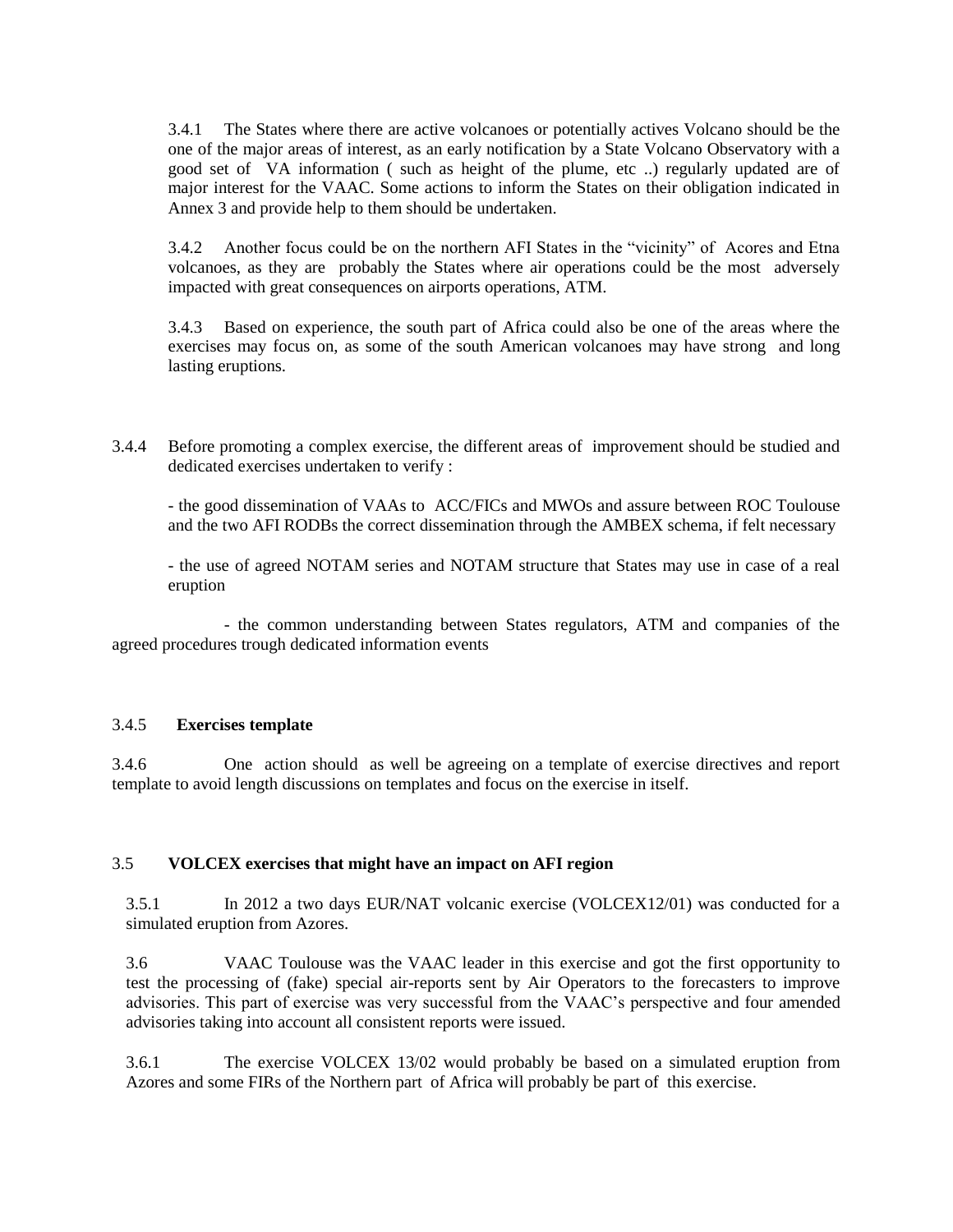3.4.1 The States where there are active volcanoes or potentially actives Volcano should be the one of the major areas of interest, as an early notification by a State Volcano Observatory with a good set of VA information ( such as height of the plume, etc ..) regularly updated are of major interest for the VAAC. Some actions to inform the States on their obligation indicated in Annex 3 and provide help to them should be undertaken.

3.4.2 Another focus could be on the northern AFI States in the "vicinity" of Acores and Etna volcanoes, as they are probably the States where air operations could be the most adversely impacted with great consequences on airports operations, ATM.

3.4.3 Based on experience, the south part of Africa could also be one of the areas where the exercises may focus on, as some of the south American volcanoes may have strong and long lasting eruptions.

3.4.4 Before promoting a complex exercise, the different areas of improvement should be studied and dedicated exercises undertaken to verify :

- the good dissemination of VAAs to ACC/FICs and MWOs and assure between ROC Toulouse and the two AFI RODBs the correct dissemination through the AMBEX schema, if felt necessary

- the use of agreed NOTAM series and NOTAM structure that States may use in case of a real eruption

- the common understanding between States regulators, ATM and companies of the agreed procedures trough dedicated information events

3.4.5 **Exercises template**

3.4.6 One action should as well be agreeing on a template of exercise directives and report template to avoid length discussions on templates and focus on the exercise in itself.

3.5 **VOLCEX exercises that might have an impact on AFI region**

3.5.1 In 2012 a two days EUR/NAT volcanic exercise (VOLCEX12/01) was conducted for a simulated eruption from Azores.

3.6 VAAC Toulouse was the VAAC leader in this exercise and got the first opportunity to test the processing of (fake) special air-reports sent by Air Operators to the forecasters to improve advisories. This part of exercise was very successful from the VAAC's perspective and four amended advisories taking into account all consistent reports were issued.

3.6.1 The exercise VOLCEX 13/02 would probably be based on a simulated eruption from Azores and some FIRs of the Northern part of Africa will probably be part of this exercise.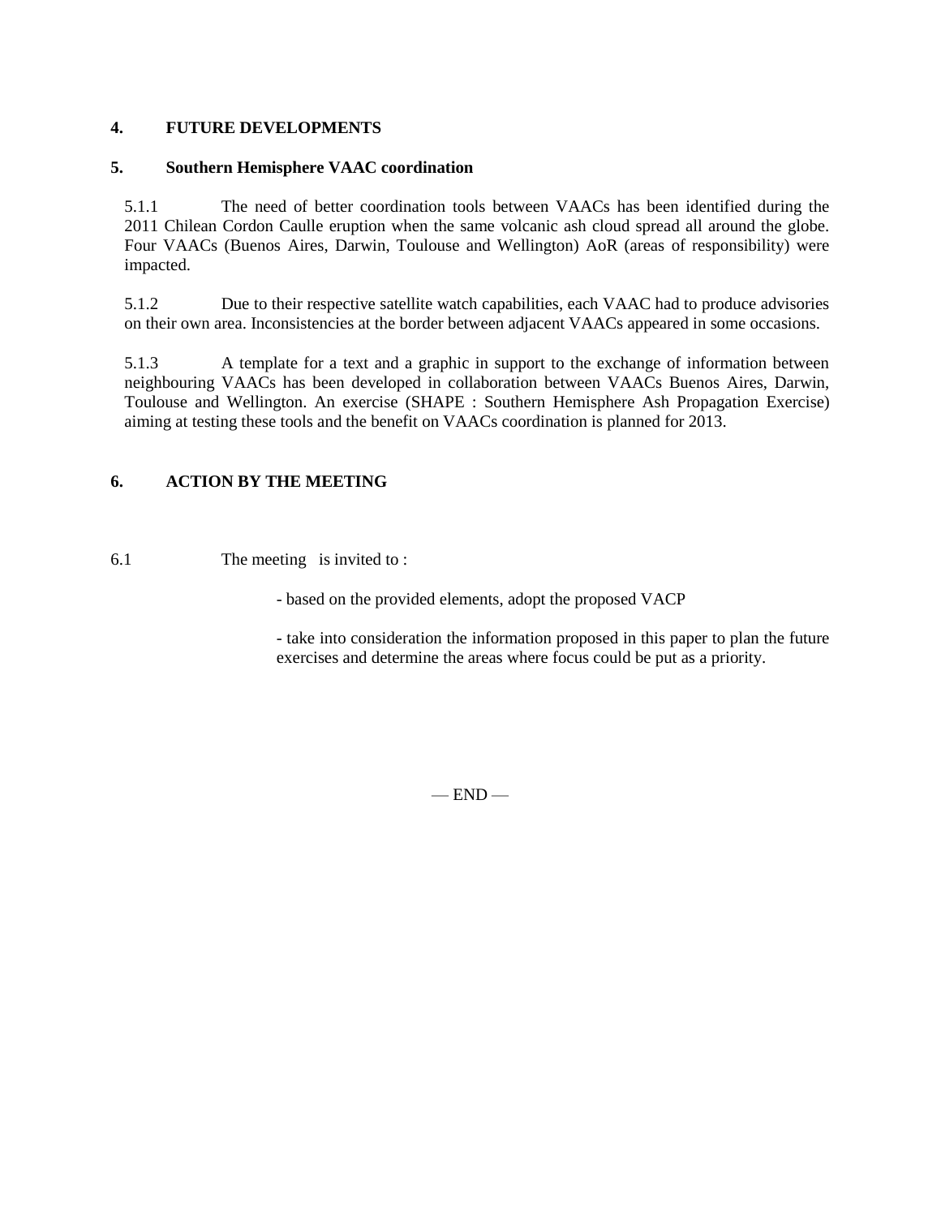## 4. FUTURE DEVELOPMENTS

## 5. Southern Hemisphere VAAC coordination

5.1.1 The need of better coordination tools between VAACs has been identified during the 2011 Chilean Cordon Caulle eruption when the same volcanic ash cloud spread all around the globe. Four VAACs (Buenos Aires, Darwin, Toulouse and Wellington) AoR (areas of responsibility) were impacted.

5.1.2 Due to their respective satellite watch capabilities, each VAAC had to produce advisories on their own area. Inconsistencies at the border between adjacent VAACs appeared in some occasions.

5.1.3 A template for a text and a graphic in support to the exchange of information between neighbouring VAACs has been developed in collaboration between VAACs Buenos Aires, Darwin, Toulouse and Wellington. An exercise (SHAPE : Southern Hemisphere Ash Propagation Exercise) aiming at testing these tools and the benefit on VAACs coordination is planned for 2013.

## 6. ACTION BY THE MEETING

6.1 The meeting is invited to :

- based on the provided elements, adopt the proposed VACP

- take into consideration the information proposed in this paper to plan the future exercises and determine the areas where focus could be put as a priority.

— END —